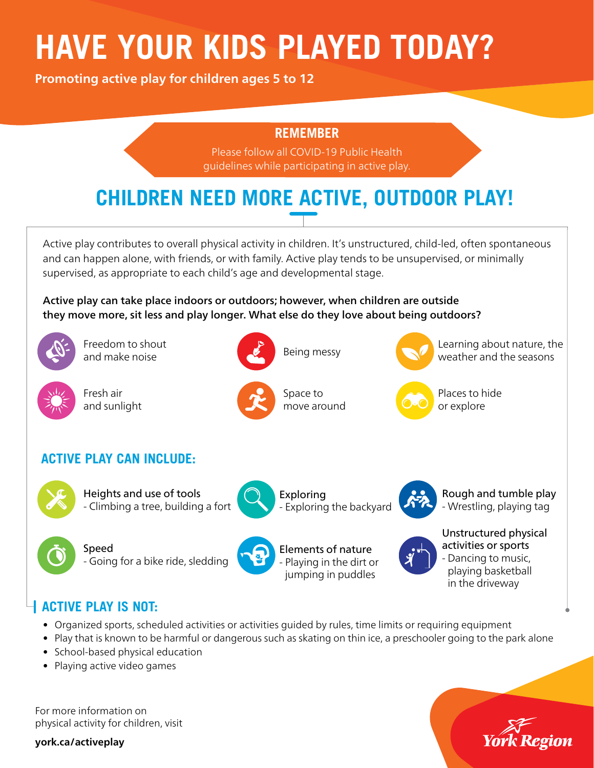# HAVE YOUR KIDS PLAYED TODAY?

**Promoting active play for children ages 5 to 12**

**REMEMBER**

Please follow all COVID-19 Public Health guidelines while participating in active play.

## CHILDREN NEED MORE ACTIVE, OUTDOOR PLAY!

Active play contributes to overall physical activity in children. It's unstructured, child-led, often spontaneous and can happen alone, with friends, or with family. Active play tends to be unsupervised, or minimally supervised, as appropriate to each child's age and developmental stage.

**Active play can take place indoors or outdoors; however, when children are outside they move more, sit less and play longer. What else do they love about being outdoors?**

- Freedom to shout and make noise
- Being messy
- Learning about nature, the weather and the seasons
- Fresh air and sunlight
- Space to move around
- Places to hide or explore

## ACTIVE PLAY CAN INCLUDE:

- Heights and use of tools - Climbing a tree, building a fort
- Exploring - Exploring the backyard
- Rough and tumble play - Wrestling, playing tag
- Speed - Going for a bike ride, sledding
- Elements of nature - Playing in the dirt or jumping in puddles
- Unstructured physical activities or sports - Dancing to music, playing basketball in the driveway

## ACTIVE PLAY IS NOT:

- Organized sports, scheduled activities or activities guided by rules, time limits or requiring equipment
- Play that is known to be harmful or dangerous such as skating on thin ice, a preschooler going to the park alone
- School-based physical education
- Playing active video games

For more information on physical activity for children, visit

**york.ca/activeplay**

York Region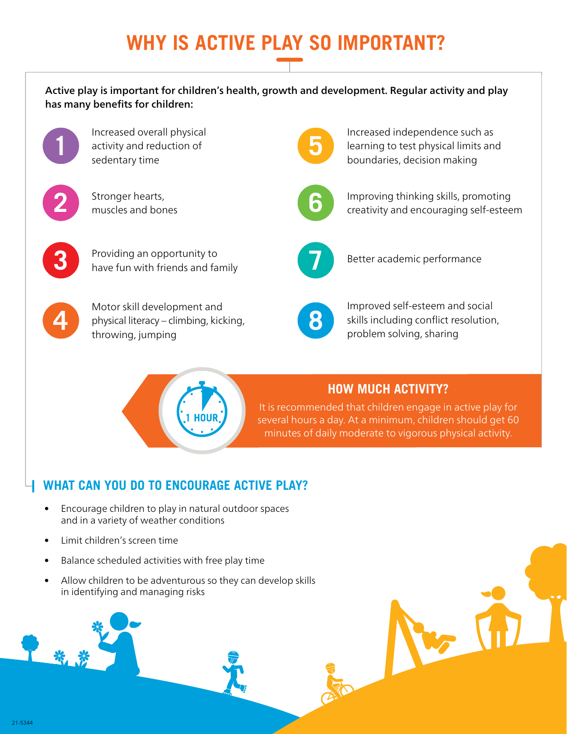# WHY IS ACTIVE PLAY SO IMPORTANT?

**Active play is important for children's health, growth and development. Regular activity and play has many benefits for children:**

1. Increased overall physical activity and reduction of sedentary time
2. Stronger hearts, muscles and bones
3. Providing an opportunity to have fun with friends and family
4. Motor skill development and physical literacy – climbing, kicking, throwing, jumping
5. Increased independence such as learning to test physical limits and boundaries, decision making
6. Improving thinking skills, promoting creativity and encouraging self-esteem
7. Better academic performance
8. Improved self-esteem and social skills including conflict resolution, problem solving, sharing

1 HOUR

## HOW MUCH ACTIVITY?

It is recommended that children engage in active play for several hours a day. At a minimum, children should get 60 minutes of daily moderate to vigorous physical activity.

## WHAT CAN YOU DO TO ENCOURAGE ACTIVE PLAY?

- Encourage children to play in natural outdoor spaces and in a variety of weather conditions
- Limit children's screen time
- Balance scheduled activities with free play time
- Allow children to be adventurous so they can develop skills in identifying and managing risks

21-5344